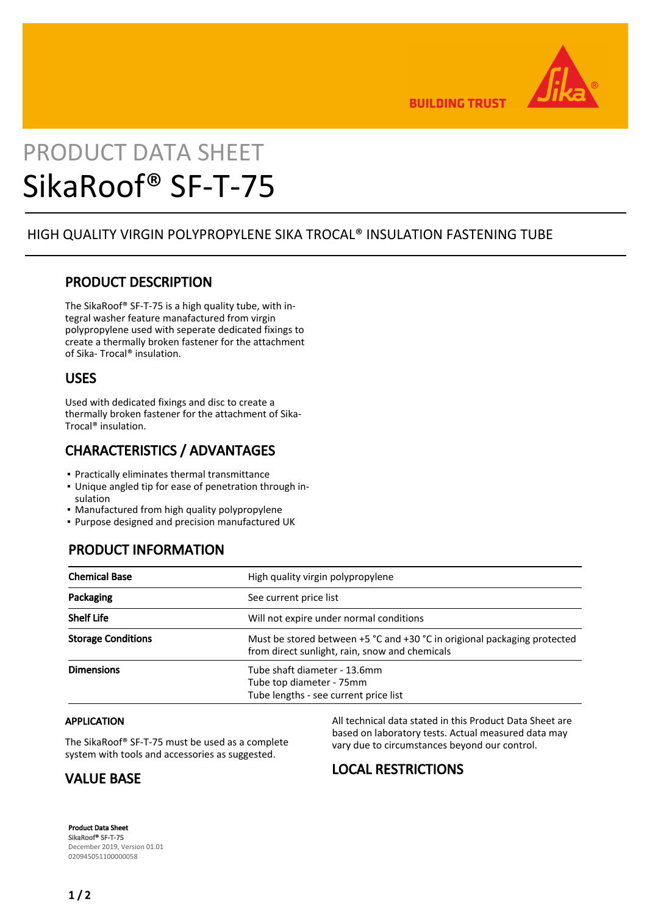# PRODUCT DATA SHEET
# SikaRoof® SF-T-75

HIGH QUALITY VIRGIN POLYPROPYLENE SIKA TROCAL® INSULATION FASTENING TUBE

## PRODUCT DESCRIPTION

The SikaRoof® SF-T-75 is a high quality tube, with integral washer feature manufactured from virgin polypropylene used with seperate dedicated fixings to create a thermally broken fastener for the attachment of Sika- Trocal® insulation.

## USES

Used with dedicated fixings and disc to create a thermally broken fastener for the attachment of Sika-Trocal® insulation.

## CHARACTERISTICS / ADVANTAGES

- Practically eliminates thermal transmittance
- Unique angled tip for ease of penetration through insulation
- Manufactured from high quality polypropylene
- Purpose designed and precision manufactured UK

## PRODUCT INFORMATION

| | |
|---|---|
| **Chemical Base** | High quality virgin polypropylene |
| **Packaging** | See current price list |
| **Shelf Life** | Will not expire under normal conditions |
| **Storage Conditions** | Must be stored between +5 °C and +30 °C in origional packaging protected from direct sunlight, rain, snow and chemicals |
| **Dimensions** | Tube shaft diameter - 13.6mm<br>Tube top diameter - 75mm<br>Tube lengths - see current price list |

### APPLICATION

The SikaRoof® SF-T-75 must be used as a complete system with tools and accessories as suggested.

## VALUE BASE

All technical data stated in this Product Data Sheet are based on laboratory tests. Actual measured data may vary due to circumstances beyond our control.

## LOCAL RESTRICTIONS

**Product Data Sheet**
**SikaRoof® SF-T-75**
December 2019, Version 01.01
020945051100000058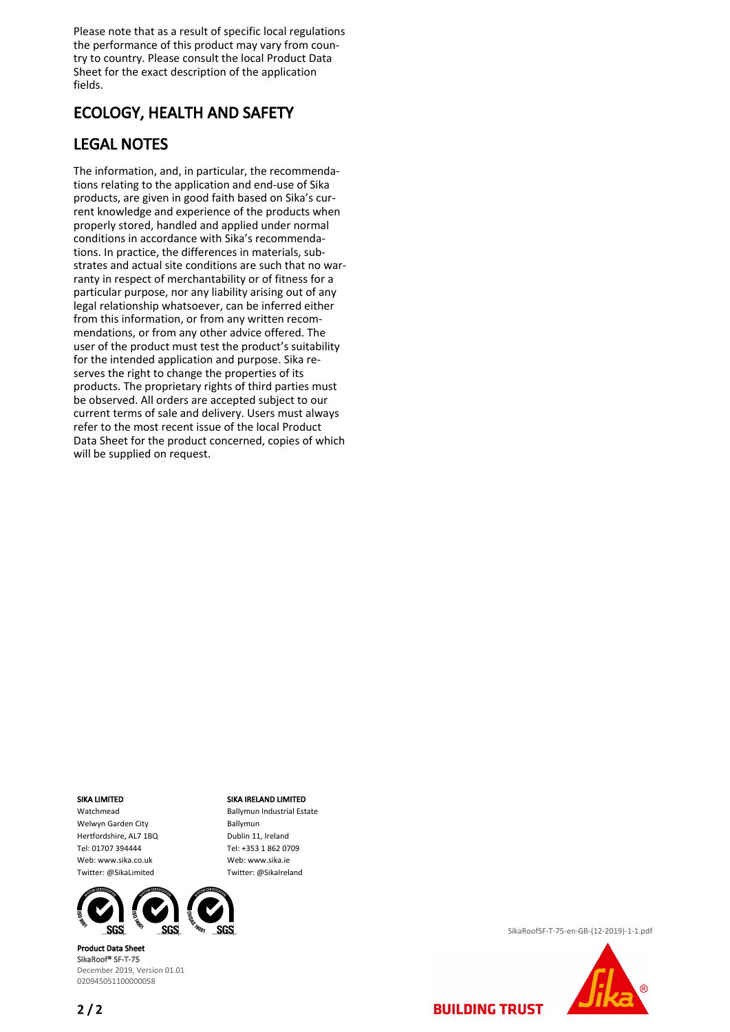Please note that as a result of specific local regulations the performance of this product may vary from country to country. Please consult the local Product Data Sheet for the exact description of the application fields.

## ECOLOGY, HEALTH AND SAFETY

## LEGAL NOTES

The information, and, in particular, the recommendations relating to the application and end-use of Sika products, are given in good faith based on Sika's current knowledge and experience of the products when properly stored, handled and applied under normal conditions in accordance with Sika's recommendations. In practice, the differences in materials, substrates and actual site conditions are such that no warranty in respect of merchantability or of fitness for a particular purpose, nor any liability arising out of any legal relationship whatsoever, can be inferred either from this information, or from any written recommendations, or from any other advice offered. The user of the product must test the product's suitability for the intended application and purpose. Sika reserves the right to change the properties of its products. The proprietary rights of third parties must be observed. All orders are accepted subject to our current terms of sale and delivery. Users must always refer to the most recent issue of the local Product Data Sheet for the product concerned, copies of which will be supplied on request.

**SIKA LIMITED**
Watchmead
Welwyn Garden City
Hertfordshire, AL7 1BQ
Tel: 01707 394444
Web: www.sika.co.uk
Twitter: @SikaLimited

**SIKA IRELAND LIMITED**
Ballymun Industrial Estate
Ballymun
Dublin 11, Ireland
Tel: +353 1 862 0709
Web: www.sika.ie
Twitter: @SikaIreland

**Product Data Sheet**
**SikaRoof® SF-T-75**
December 2019, Version 01.01
020945051100000058

SikaRoofSF-T-75-en-GB-(12-2019)-1-1.pdf

BUILDING TRUST